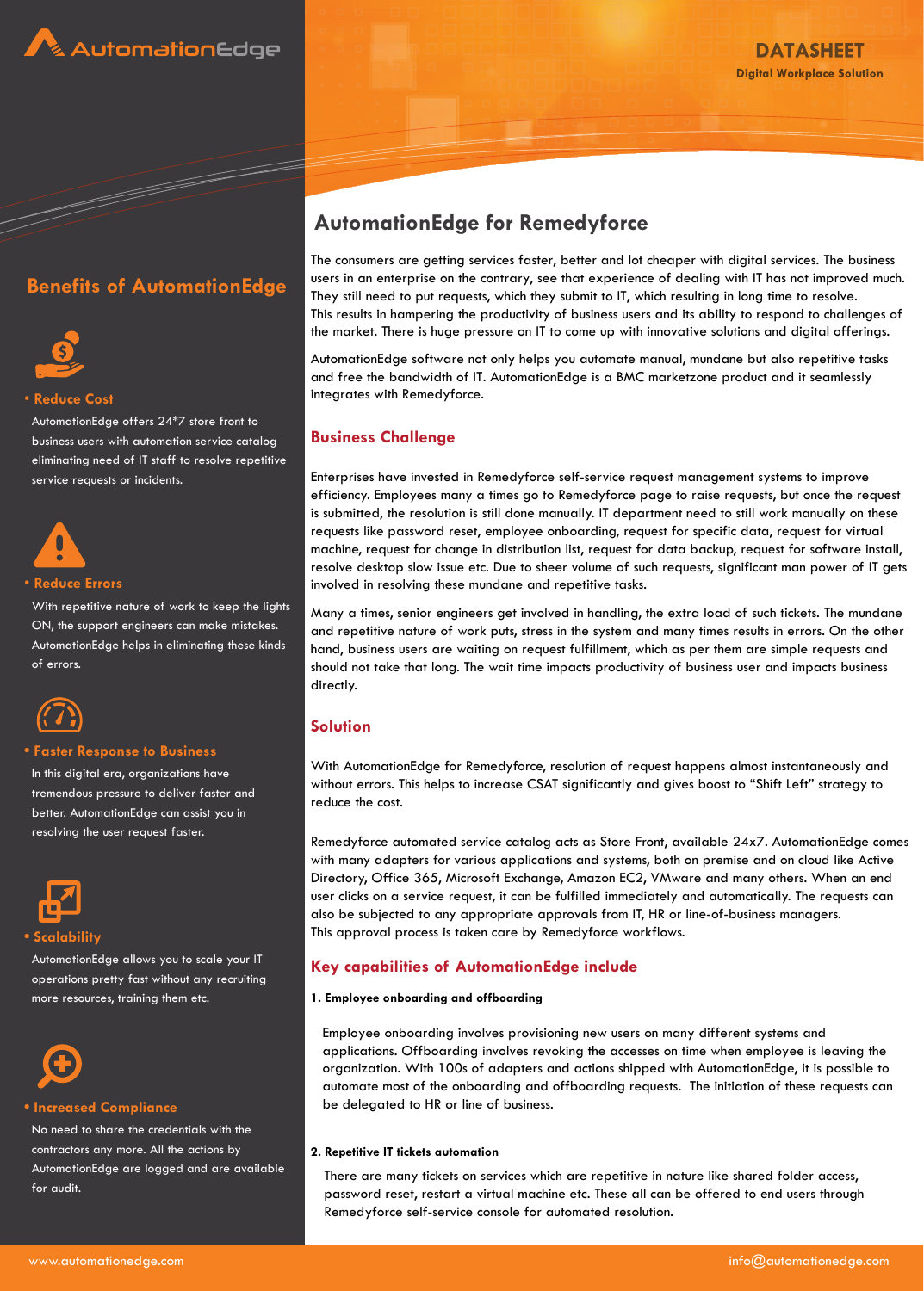AutomationEdge

# DATASHEET

**Digital Workplace Solution**

## AutomationEdge for Remedyforce

The consumers are getting services faster, better and lot cheaper with digital services. The business users in an enterprise on the contrary, see that experience of dealing with IT has not improved much. They still need to put requests, which they submit to IT, which resulting in long time to resolve. This results in hampering the productivity of business users and its ability to respond to challenges of the market. There is huge pressure on IT to come up with innovative solutions and digital offerings.

AutomationEdge software not only helps you automate manual, mundane but also repetitive tasks and free the bandwidth of IT. AutomationEdge is a BMC marketzone product and it seamlessly integrates with Remedyforce.

### Business Challenge

Enterprises have invested in Remedyforce self-service request management systems to improve efficiency. Employees many a times go to Remedyforce page to raise requests, but once the request is submitted, the resolution is still done manually. IT department need to still work manually on these requests like password reset, employee onboarding, request for specific data, request for virtual machine, request for change in distribution list, request for data backup, request for software install, resolve desktop slow issue etc. Due to sheer volume of such requests, significant man power of IT gets involved in resolving these mundane and repetitive tasks.

Many a times, senior engineers get involved in handling, the extra load of such tickets. The mundane and repetitive nature of work puts, stress in the system and many times results in errors. On the other hand, business users are waiting on request fulfillment, which as per them are simple requests and should not take that long. The wait time impacts productivity of business user and impacts business directly.

### Solution

With AutomationEdge for Remedyforce, resolution of request happens almost instantaneously and without errors. This helps to increase CSAT significantly and gives boost to “Shift Left” strategy to reduce the cost.

Remedyforce automated service catalog acts as Store Front, available 24x7. AutomationEdge comes with many adapters for various applications and systems, both on premise and on cloud like Active Directory, Office 365, Microsoft Exchange, Amazon EC2, VMware and many others. When an end user clicks on a service request, it can be fulfilled immediately and automatically. The requests can also be subjected to any appropriate approvals from IT, HR or line-of-business managers. This approval process is taken care by Remedyforce workflows.

### Key capabilities of AutomationEdge include

**1. Employee onboarding and offboarding**

Employee onboarding involves provisioning new users on many different systems and applications. Offboarding involves revoking the accesses on time when employee is leaving the organization. With 100s of adapters and actions shipped with AutomationEdge, it is possible to automate most of the onboarding and offboarding requests. The initiation of these requests can be delegated to HR or line of business.

**2. Repetitive IT tickets automation**

There are many tickets on services which are repetitive in nature like shared folder access, password reset, restart a virtual machine etc. These all can be offered to end users through Remedyforce self-service console for automated resolution.

## Benefits of AutomationEdge

- **Reduce Cost**

  AutomationEdge offers 24*7 store front to business users with automation service catalog eliminating need of IT staff to resolve repetitive service requests or incidents.

- **Reduce Errors**

  With repetitive nature of work to keep the lights ON, the support engineers can make mistakes. AutomationEdge helps in eliminating these kinds of errors.

- **Faster Response to Business**

  In this digital era, organizations have tremendous pressure to deliver faster and better. AutomationEdge can assist you in resolving the user request faster.

- **Scalability**

  AutomationEdge allows you to scale your IT operations pretty fast without any recruiting more resources, training them etc.

- **Increased Compliance**

  No need to share the credentials with the contractors any more. All the actions by AutomationEdge are logged and are available for audit.

www.automationedge.com | info@automationedge.com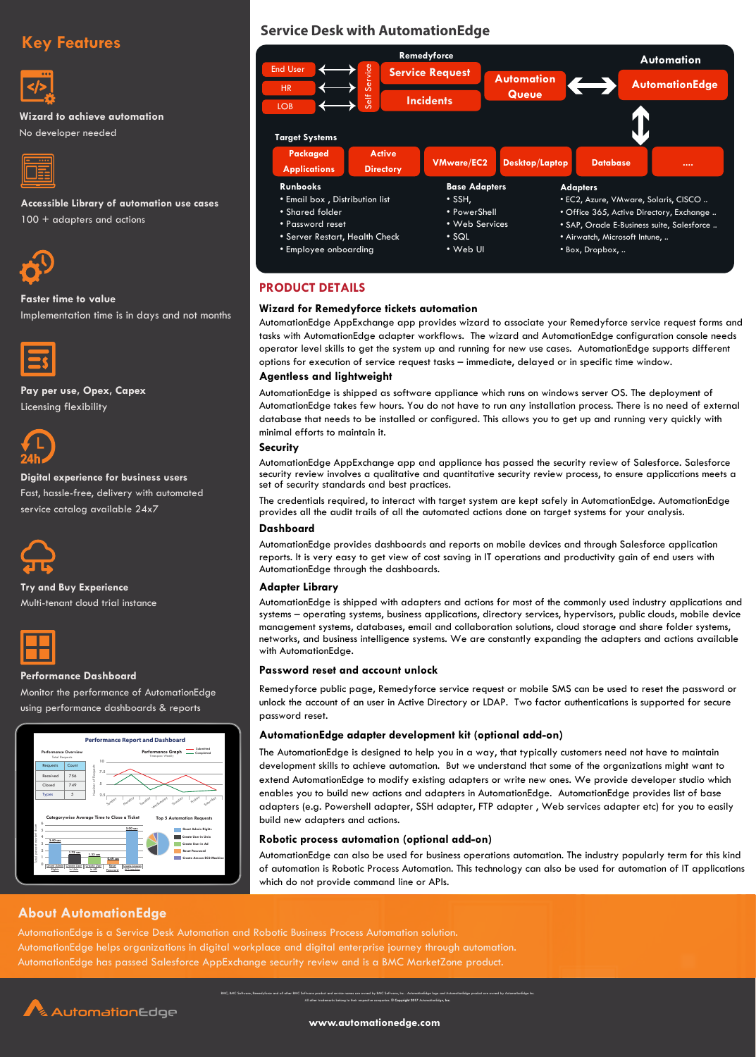## Key Features

**Wizard to achieve automation**
No developer needed

**Accessible Library of automation use cases**
100 + adapters and actions

**Faster time to value**
Implementation time is in days and not months

**Pay per use, Opex, Capex**
Licensing flexibility

**Digital experience for business users**
Fast, hassle-free, delivery with automated service catalog available 24x7

**Try and Buy Experience**
Multi-tenant cloud trial instance

**Performance Dashboard**
Monitor the performance of AutomationEdge using performance dashboards & reports

## Service Desk with AutomationEdge

Remedyforce
End User
HR
LOB
Self Service
Service Request
Incidents
Automation Queue
Automation
AutomationEdge

Target Systems
Packaged Applications
Active Directory
VMware/EC2
Desktop/Laptop
Database
....

**Runbooks**
- Email box , Distribution list
- Shared folder
- Password reset
- Server Restart, Health Check
- Employee onboarding

**Base Adapters**
- SSH,
- PowerShell
- Web Services
- SQL
- Web UI

**Adapters**
- EC2, Azure, VMware, Solaris, CISCO ..
- Office 365, Active Directory, Exchange ..
- SAP, Oracle E-Business suite, Salesforce ..
- Airwatch, Microsoft Intune, ..
- Box, Dropbox, ..

## PRODUCT DETAILS

### Wizard for Remedyforce tickets automation

AutomationEdge AppExchange app provides wizard to associate your Remedyforce service request forms and tasks with AutomationEdge adapter workflows. The wizard and AutomationEdge configuration console needs operator level skills to get the system up and running for new use cases. AutomationEdge supports different options for execution of service request tasks – immediate, delayed or in specific time window.

### Agentless and lightweight

AutomationEdge is shipped as software appliance which runs on windows server OS. The deployment of AutomationEdge takes few hours. You do not have to run any installation process. There is no need of external database that needs to be installed or configured. This allows you to get up and running very quickly with minimal efforts to maintain it.

### Security

AutomationEdge AppExchange app and appliance has passed the security review of Salesforce. Salesforce security review involves a qualitative and quantitative security review process, to ensure applications meets a set of security standards and best practices.

The credentials required, to interact with target system are kept safely in AutomationEdge. AutomationEdge provides all the audit trails of all the automated actions done on target systems for your analysis.

### Dashboard

AutomationEdge provides dashboards and reports on mobile devices and through Salesforce application reports. It is very easy to get view of cost saving in IT operations and productivity gain of end users with AutomationEdge through the dashboards.

### Adapter Library

AutomationEdge is shipped with adapters and actions for most of the commonly used industry applications and systems – operating systems, business applications, directory services, hypervisors, public clouds, mobile device management systems, databases, email and collaboration solutions, cloud storage and share folder systems, networks, and business intelligence systems. We are constantly expanding the adapters and actions available with AutomationEdge.

### Password reset and account unlock

Remedyforce public page, Remedyforce service request or mobile SMS can be used to reset the password or unlock the account of an user in Active Directory or LDAP. Two factor authentications is supported for secure password reset.

### AutomationEdge adapter development kit (optional add-on)

The AutomationEdge is designed to help you in a way, that typically customers need not have to maintain development skills to achieve automation. But we understand that some of the organizations might want to extend AutomationEdge to modify existing adapters or write new ones. We provide developer studio which enables you to build new actions and adapters in AutomationEdge. AutomationEdge provides list of base adapters (e.g. Powershell adapter, SSH adapter, FTP adapter , Web services adapter etc) for you to easily build new adapters and actions.

### Robotic process automation (optional add-on)

AutomationEdge can also be used for business operations automation. The industry popularly term for this kind of automation is Robotic Process Automation. This technology can also be used for automation of IT applications which do not provide command line or APIs.

## About AutomationEdge

AutomationEdge is a Service Desk Automation and Robotic Business Process Automation solution.
AutomationEdge helps organizations in digital workplace and digital enterprise journey through automation.
AutomationEdge has passed Salesforce AppExchange security review and is a BMC MarketZone product.

BMC, BMC Software, Remedyforce and all other BMC Software product and service names are owned by BMC Software, Inc.. AutomationEdge logo and AutomationEdge product are owned by AutomationEdge Inc.
All other trademarks belong to their respective companies. © Copyright 2017 AutomationEdge, Inc.

AutomationEdge

www.automationedge.com